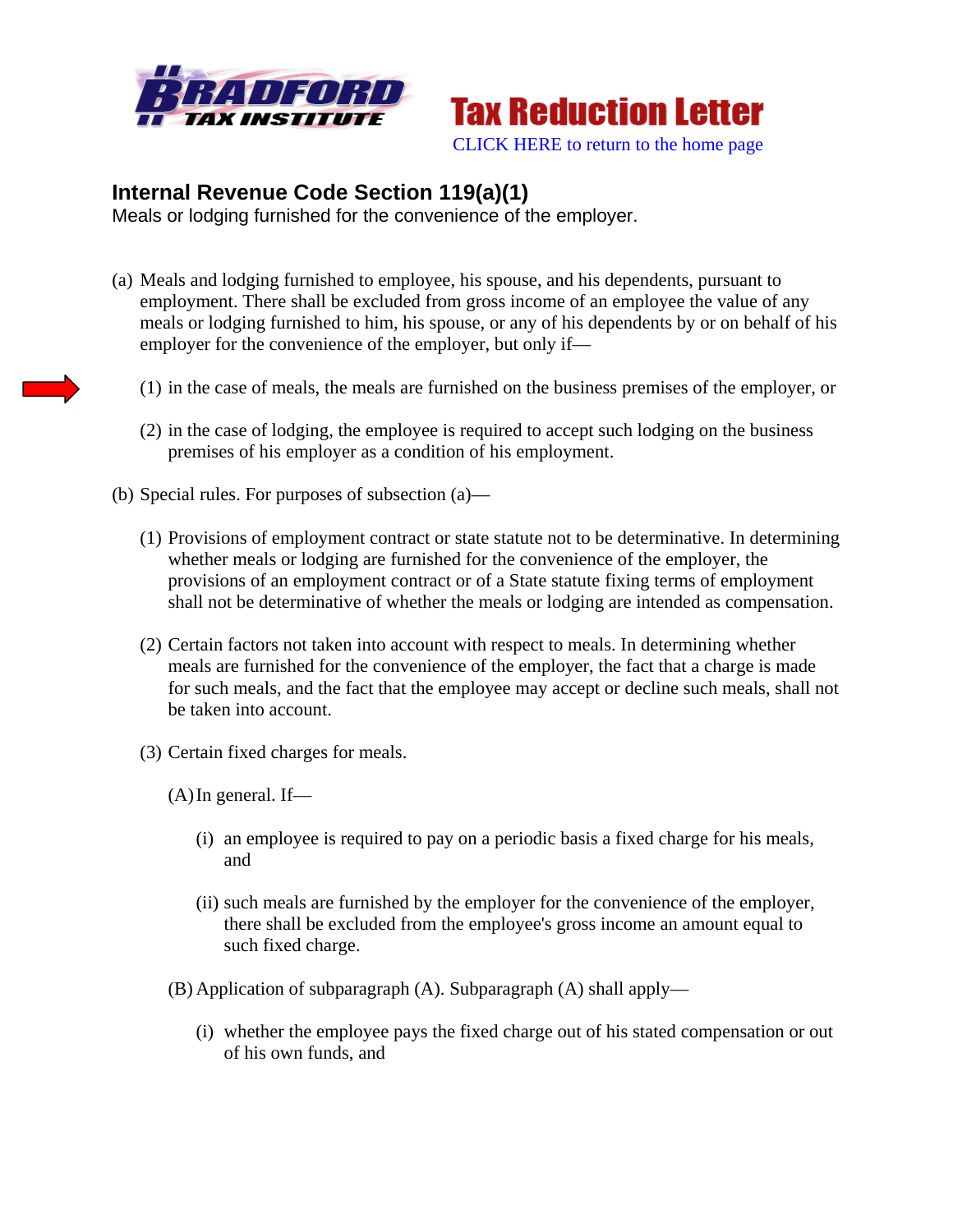**Tax Reduction Letter**

CLICK HERE to return to the home page

## Internal Revenue Code Section 119(a)(1)

Meals or lodging furnished for the convenience of the employer.

(a) Meals and lodging furnished to employee, his spouse, and his dependents, pursuant to employment. There shall be excluded from gross income of an employee the value of any meals or lodging furnished to him, his spouse, or any of his dependents by or on behalf of his employer for the convenience of the employer, but only if—

  (1) in the case of meals, the meals are furnished on the business premises of the employer, or

  (2) in the case of lodging, the employee is required to accept such lodging on the business premises of his employer as a condition of his employment.

(b) Special rules. For purposes of subsection (a)—

  (1) Provisions of employment contract or state statute not to be determinative. In determining whether meals or lodging are furnished for the convenience of the employer, the provisions of an employment contract or of a State statute fixing terms of employment shall not be determinative of whether the meals or lodging are intended as compensation.

  (2) Certain factors not taken into account with respect to meals. In determining whether meals are furnished for the convenience of the employer, the fact that a charge is made for such meals, and the fact that the employee may accept or decline such meals, shall not be taken into account.

  (3) Certain fixed charges for meals.

    (A) In general. If—

      (i) an employee is required to pay on a periodic basis a fixed charge for his meals, and

      (ii) such meals are furnished by the employer for the convenience of the employer, there shall be excluded from the employee's gross income an amount equal to such fixed charge.

    (B) Application of subparagraph (A). Subparagraph (A) shall apply—

      (i) whether the employee pays the fixed charge out of his stated compensation or out of his own funds, and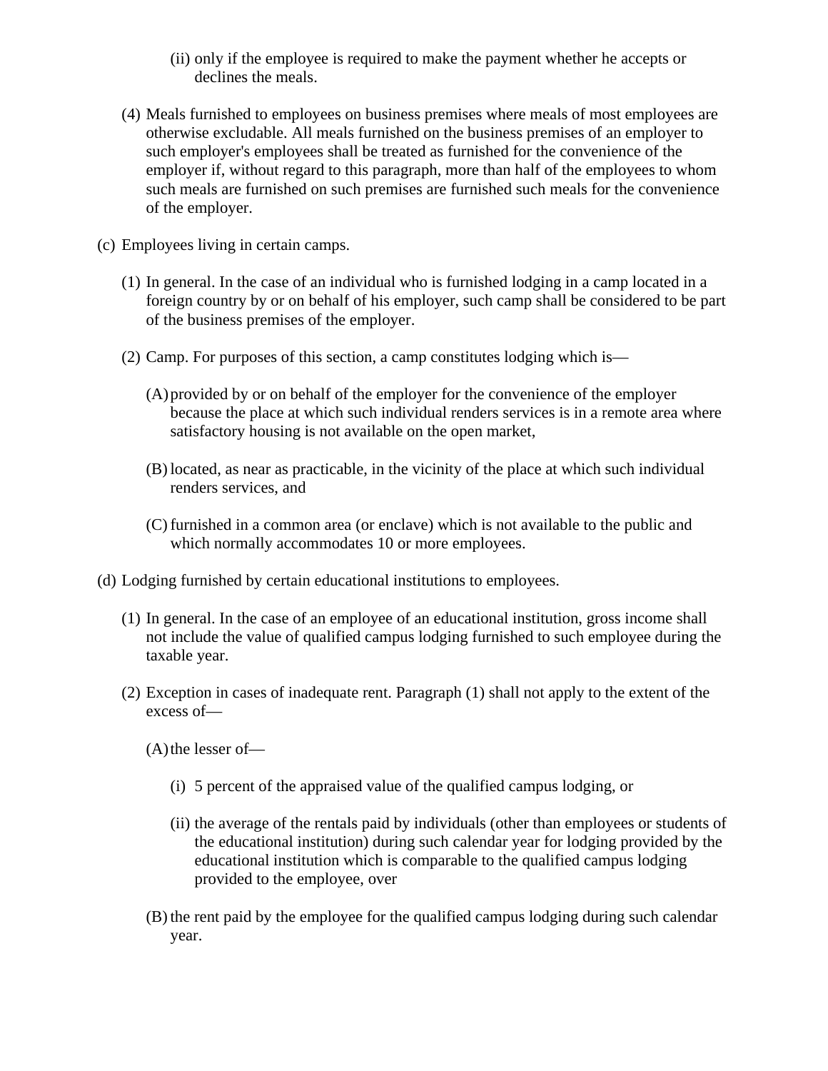(ii) only if the employee is required to make the payment whether he accepts or declines the meals.

(4) Meals furnished to employees on business premises where meals of most employees are otherwise excludable. All meals furnished on the business premises of an employer to such employer's employees shall be treated as furnished for the convenience of the employer if, without regard to this paragraph, more than half of the employees to whom such meals are furnished on such premises are furnished such meals for the convenience of the employer.

(c) Employees living in certain camps.

(1) In general. In the case of an individual who is furnished lodging in a camp located in a foreign country by or on behalf of his employer, such camp shall be considered to be part of the business premises of the employer.

(2) Camp. For purposes of this section, a camp constitutes lodging which is—

(A) provided by or on behalf of the employer for the convenience of the employer because the place at which such individual renders services is in a remote area where satisfactory housing is not available on the open market,

(B) located, as near as practicable, in the vicinity of the place at which such individual renders services, and

(C) furnished in a common area (or enclave) which is not available to the public and which normally accommodates 10 or more employees.

(d) Lodging furnished by certain educational institutions to employees.

(1) In general. In the case of an employee of an educational institution, gross income shall not include the value of qualified campus lodging furnished to such employee during the taxable year.

(2) Exception in cases of inadequate rent. Paragraph (1) shall not apply to the extent of the excess of—

(A) the lesser of—

(i) 5 percent of the appraised value of the qualified campus lodging, or

(ii) the average of the rentals paid by individuals (other than employees or students of the educational institution) during such calendar year for lodging provided by the educational institution which is comparable to the qualified campus lodging provided to the employee, over

(B) the rent paid by the employee for the qualified campus lodging during such calendar year.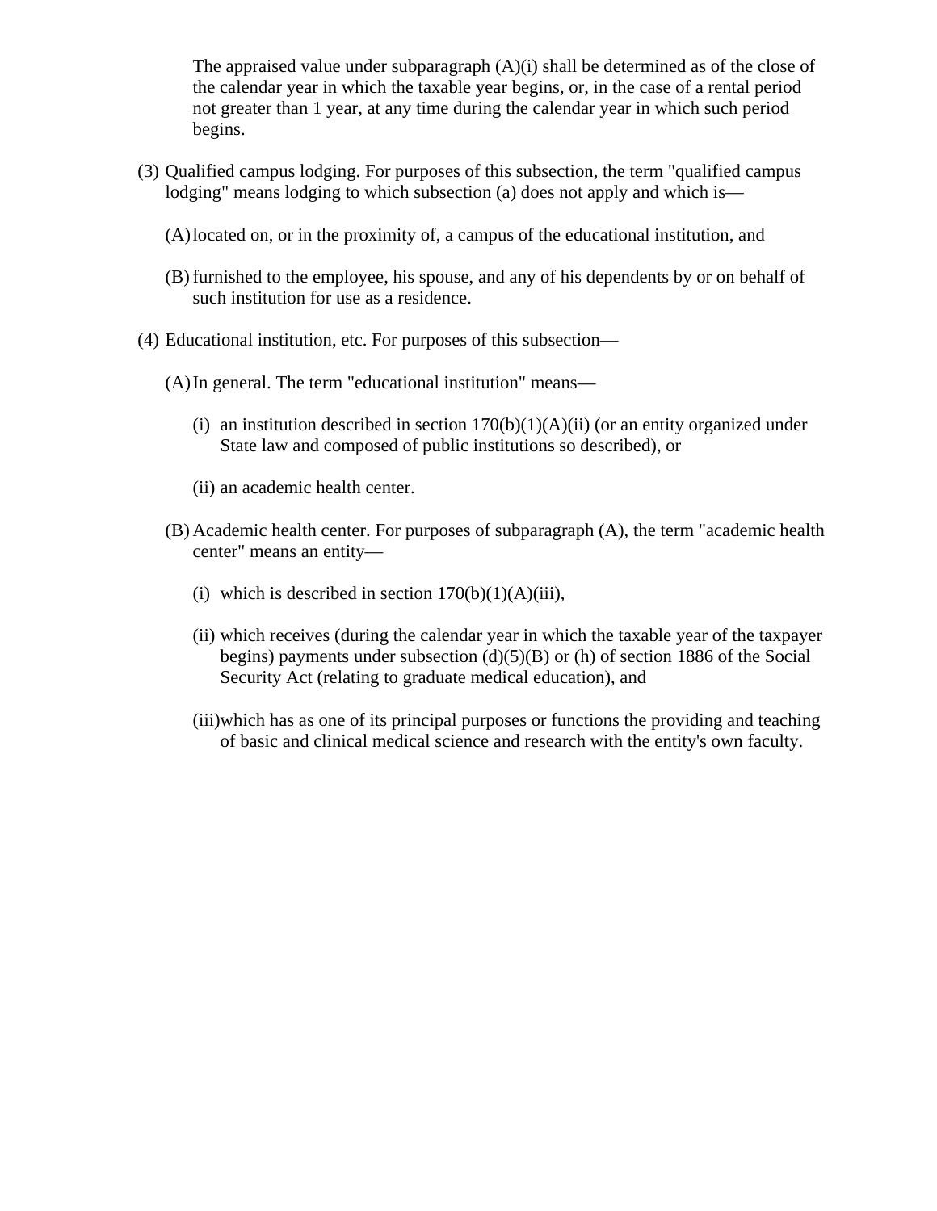The appraised value under subparagraph (A)(i) shall be determined as of the close of the calendar year in which the taxable year begins, or, in the case of a rental period not greater than 1 year, at any time during the calendar year in which such period begins.

(3) Qualified campus lodging. For purposes of this subsection, the term "qualified campus lodging" means lodging to which subsection (a) does not apply and which is—

(A) located on, or in the proximity of, a campus of the educational institution, and

(B) furnished to the employee, his spouse, and any of his dependents by or on behalf of such institution for use as a residence.

(4) Educational institution, etc. For purposes of this subsection—

(A) In general. The term "educational institution" means—

(i) an institution described in section 170(b)(1)(A)(ii) (or an entity organized under State law and composed of public institutions so described), or

(ii) an academic health center.

(B) Academic health center. For purposes of subparagraph (A), the term "academic health center" means an entity—

(i) which is described in section 170(b)(1)(A)(iii),

(ii) which receives (during the calendar year in which the taxable year of the taxpayer begins) payments under subsection (d)(5)(B) or (h) of section 1886 of the Social Security Act (relating to graduate medical education), and

(iii) which has as one of its principal purposes or functions the providing and teaching of basic and clinical medical science and research with the entity's own faculty.